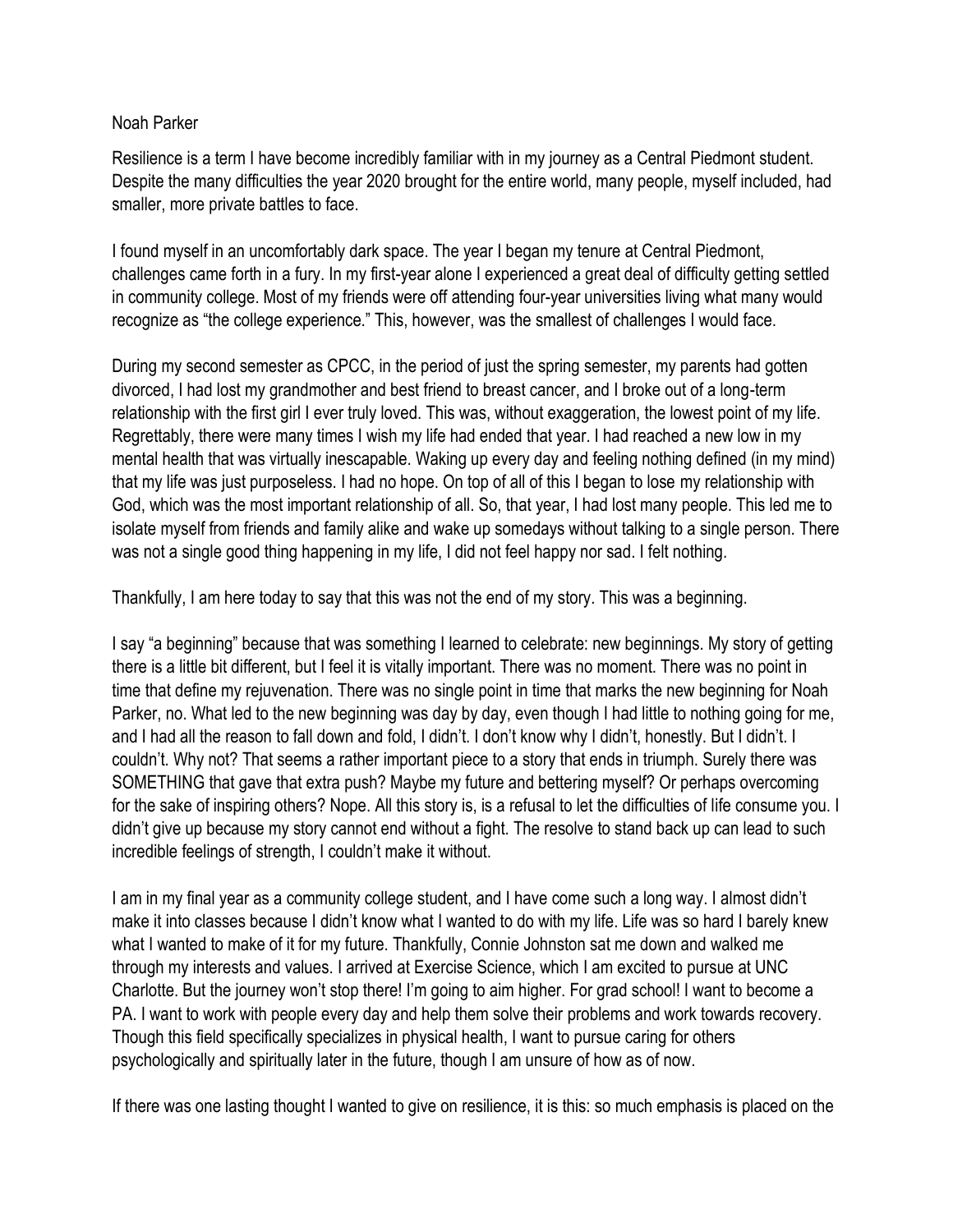Noah Parker

Resilience is a term I have become incredibly familiar with in my journey as a Central Piedmont student. Despite the many difficulties the year 2020 brought for the entire world, many people, myself included, had smaller, more private battles to face.

I found myself in an uncomfortably dark space. The year I began my tenure at Central Piedmont, challenges came forth in a fury. In my first-year alone I experienced a great deal of difficulty getting settled in community college. Most of my friends were off attending four-year universities living what many would recognize as "the college experience." This, however, was the smallest of challenges I would face.

During my second semester as CPCC, in the period of just the spring semester, my parents had gotten divorced, I had lost my grandmother and best friend to breast cancer, and I broke out of a long-term relationship with the first girl I ever truly loved. This was, without exaggeration, the lowest point of my life. Regrettably, there were many times I wish my life had ended that year. I had reached a new low in my mental health that was virtually inescapable. Waking up every day and feeling nothing defined (in my mind) that my life was just purposeless. I had no hope. On top of all of this I began to lose my relationship with God, which was the most important relationship of all. So, that year, I had lost many people. This led me to isolate myself from friends and family alike and wake up somedays without talking to a single person. There was not a single good thing happening in my life, I did not feel happy nor sad. I felt nothing.

Thankfully, I am here today to say that this was not the end of my story. This was a beginning.

I say "a beginning" because that was something I learned to celebrate: new beginnings. My story of getting there is a little bit different, but I feel it is vitally important. There was no moment. There was no point in time that define my rejuvenation. There was no single point in time that marks the new beginning for Noah Parker, no. What led to the new beginning was day by day, even though I had little to nothing going for me, and I had all the reason to fall down and fold, I didn't. I don't know why I didn't, honestly. But I didn't. I couldn't. Why not? That seems a rather important piece to a story that ends in triumph. Surely there was SOMETHING that gave that extra push? Maybe my future and bettering myself? Or perhaps overcoming for the sake of inspiring others? Nope. All this story is, is a refusal to let the difficulties of life consume you. I didn't give up because my story cannot end without a fight. The resolve to stand back up can lead to such incredible feelings of strength, I couldn't make it without.

I am in my final year as a community college student, and I have come such a long way. I almost didn't make it into classes because I didn't know what I wanted to do with my life. Life was so hard I barely knew what I wanted to make of it for my future. Thankfully, Connie Johnston sat me down and walked me through my interests and values. I arrived at Exercise Science, which I am excited to pursue at UNC Charlotte. But the journey won't stop there! I'm going to aim higher. For grad school! I want to become a PA. I want to work with people every day and help them solve their problems and work towards recovery. Though this field specifically specializes in physical health, I want to pursue caring for others psychologically and spiritually later in the future, though I am unsure of how as of now.

If there was one lasting thought I wanted to give on resilience, it is this: so much emphasis is placed on the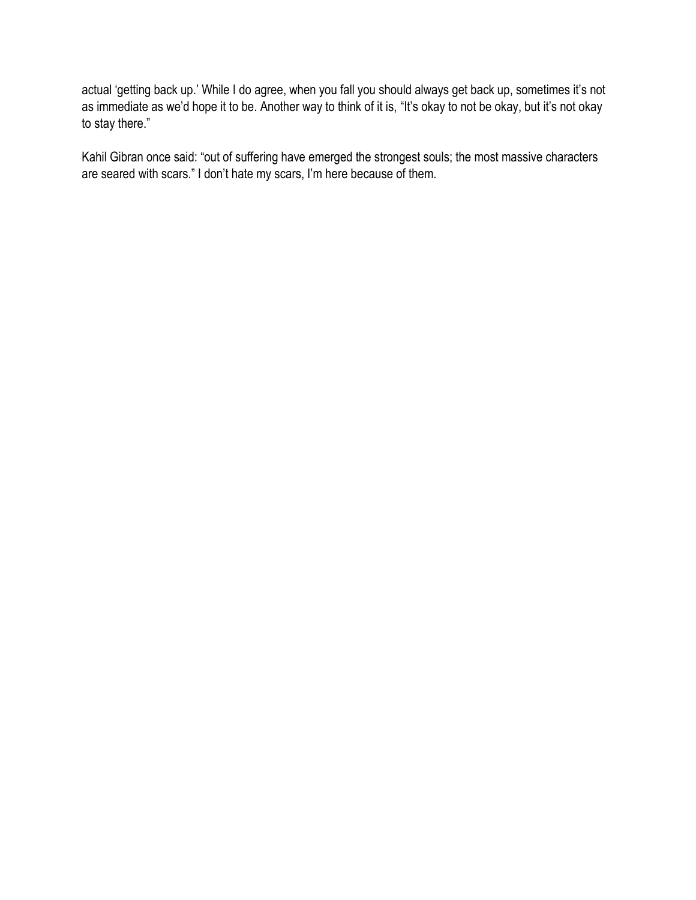actual ‘getting back up.’ While I do agree, when you fall you should always get back up, sometimes it’s not as immediate as we’d hope it to be. Another way to think of it is, “It’s okay to not be okay, but it’s not okay to stay there.”

Kahil Gibran once said: “out of suffering have emerged the strongest souls; the most massive characters are seared with scars.” I don’t hate my scars, I’m here because of them.